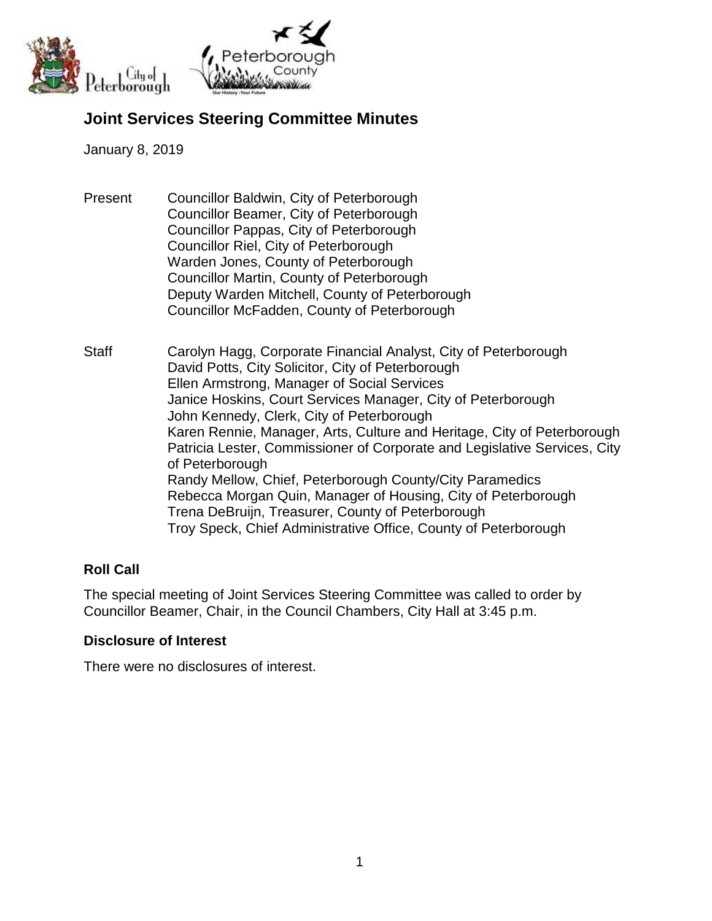# Joint Services Steering Committee Minutes

January 8, 2019

Present

Councillor Baldwin, City of Peterborough
Councillor Beamer, City of Peterborough
Councillor Pappas, City of Peterborough
Councillor Riel, City of Peterborough
Warden Jones, County of Peterborough
Councillor Martin, County of Peterborough
Deputy Warden Mitchell, County of Peterborough
Councillor McFadden, County of Peterborough

Staff

Carolyn Hagg, Corporate Financial Analyst, City of Peterborough
David Potts, City Solicitor, City of Peterborough
Ellen Armstrong, Manager of Social Services
Janice Hoskins, Court Services Manager, City of Peterborough
John Kennedy, Clerk, City of Peterborough
Karen Rennie, Manager, Arts, Culture and Heritage, City of Peterborough
Patricia Lester, Commissioner of Corporate and Legislative Services, City of Peterborough
Randy Mellow, Chief, Peterborough County/City Paramedics
Rebecca Morgan Quin, Manager of Housing, City of Peterborough
Trena DeBruijn, Treasurer, County of Peterborough
Troy Speck, Chief Administrative Office, County of Peterborough

## Roll Call

The special meeting of Joint Services Steering Committee was called to order by Councillor Beamer, Chair, in the Council Chambers, City Hall at 3:45 p.m.

## Disclosure of Interest

There were no disclosures of interest.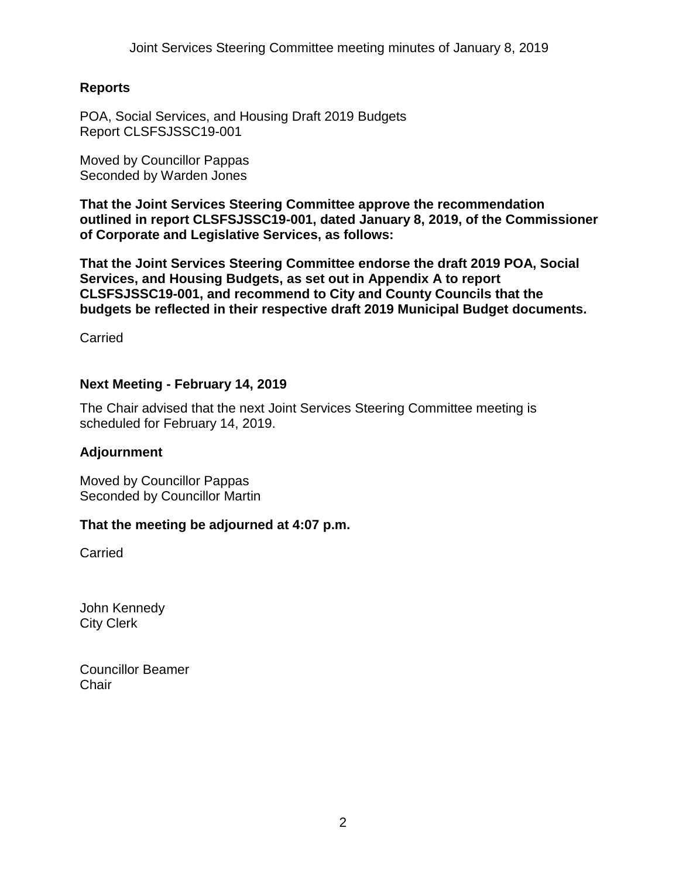## Reports

POA, Social Services, and Housing Draft 2019 Budgets
Report CLSFSJSSC19-001

Moved by Councillor Pappas
Seconded by Warden Jones

**That the Joint Services Steering Committee approve the recommendation outlined in report CLSFSJSSC19-001, dated January 8, 2019, of the Commissioner of Corporate and Legislative Services, as follows:**

**That the Joint Services Steering Committee endorse the draft 2019 POA, Social Services, and Housing Budgets, as set out in Appendix A to report CLSFSJSSC19-001, and recommend to City and County Councils that the budgets be reflected in their respective draft 2019 Municipal Budget documents.**

Carried

## Next Meeting - February 14, 2019

The Chair advised that the next Joint Services Steering Committee meeting is scheduled for February 14, 2019.

## Adjournment

Moved by Councillor Pappas
Seconded by Councillor Martin

**That the meeting be adjourned at 4:07 p.m.**

Carried

John Kennedy
City Clerk

Councillor Beamer
Chair